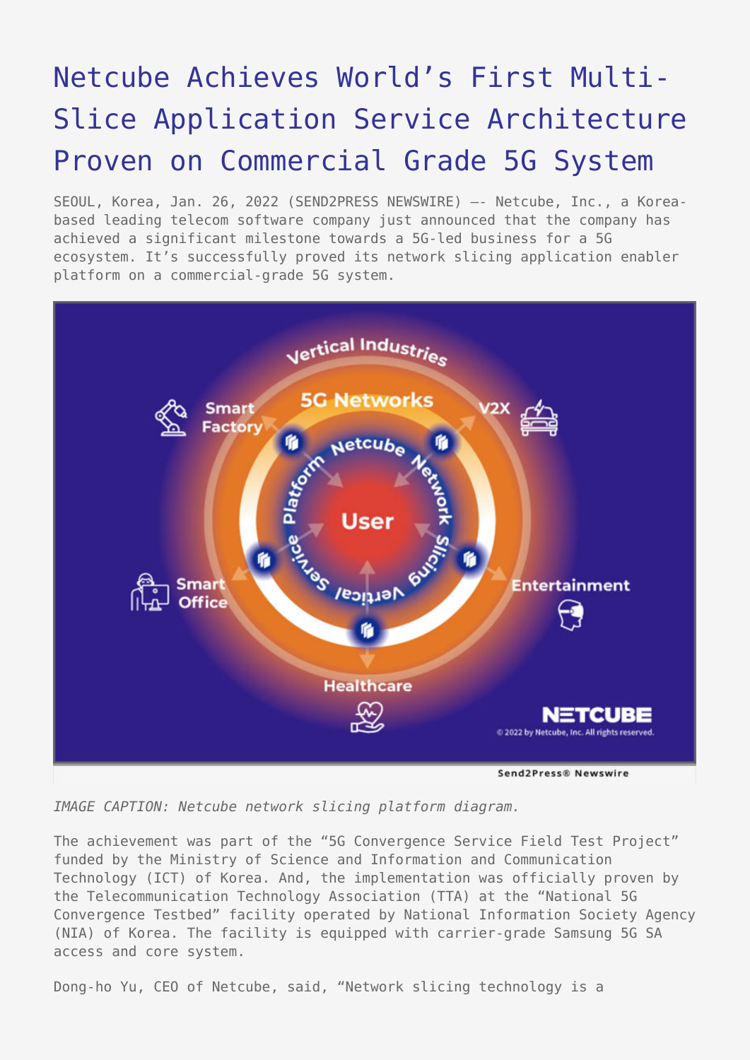# Netcube Achieves World's First Multi-Slice Application Service Architecture Proven on Commercial Grade 5G System

SEOUL, Korea, Jan. 26, 2022 (SEND2PRESS NEWSWIRE) —- Netcube, Inc., a Korea-based leading telecom software company just announced that the company has achieved a significant milestone towards a 5G-led business for a 5G ecosystem. It's successfully proved its network slicing application enabler platform on a commercial-grade 5G system.

*IMAGE CAPTION: Netcube network slicing platform diagram.*

The achievement was part of the "5G Convergence Service Field Test Project" funded by the Ministry of Science and Information and Communication Technology (ICT) of Korea. And, the implementation was officially proven by the Telecommunication Technology Association (TTA) at the "National 5G Convergence Testbed" facility operated by National Information Society Agency (NIA) of Korea. The facility is equipped with carrier-grade Samsung 5G SA access and core system.

Dong-ho Yu, CEO of Netcube, said, "Network slicing technology is a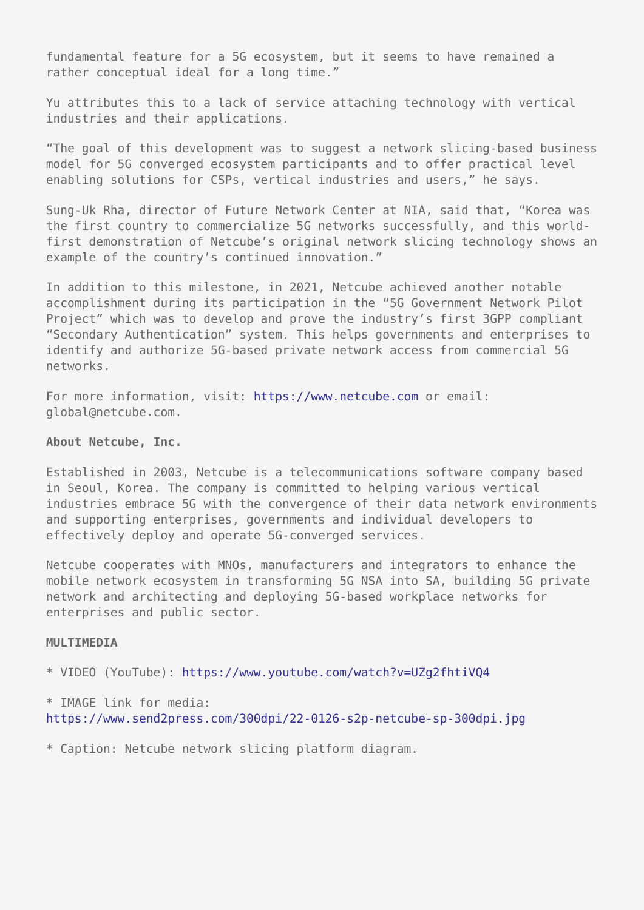fundamental feature for a 5G ecosystem, but it seems to have remained a rather conceptual ideal for a long time."

Yu attributes this to a lack of service attaching technology with vertical industries and their applications.

"The goal of this development was to suggest a network slicing-based business model for 5G converged ecosystem participants and to offer practical level enabling solutions for CSPs, vertical industries and users," he says.

Sung-Uk Rha, director of Future Network Center at NIA, said that, "Korea was the first country to commercialize 5G networks successfully, and this world-first demonstration of Netcube's original network slicing technology shows an example of the country's continued innovation."

In addition to this milestone, in 2021, Netcube achieved another notable accomplishment during its participation in the "5G Government Network Pilot Project" which was to develop and prove the industry's first 3GPP compliant "Secondary Authentication" system. This helps governments and enterprises to identify and authorize 5G-based private network access from commercial 5G networks.

For more information, visit: https://www.netcube.com or email: global@netcube.com.

**About Netcube, Inc.**

Established in 2003, Netcube is a telecommunications software company based in Seoul, Korea. The company is committed to helping various vertical industries embrace 5G with the convergence of their data network environments and supporting enterprises, governments and individual developers to effectively deploy and operate 5G-converged services.

Netcube cooperates with MNOs, manufacturers and integrators to enhance the mobile network ecosystem in transforming 5G NSA into SA, building 5G private network and architecting and deploying 5G-based workplace networks for enterprises and public sector.

**MULTIMEDIA**

* VIDEO (YouTube): https://www.youtube.com/watch?v=UZg2fhtiVQ4

* IMAGE link for media: https://www.send2press.com/300dpi/22-0126-s2p-netcube-sp-300dpi.jpg

* Caption: Netcube network slicing platform diagram.